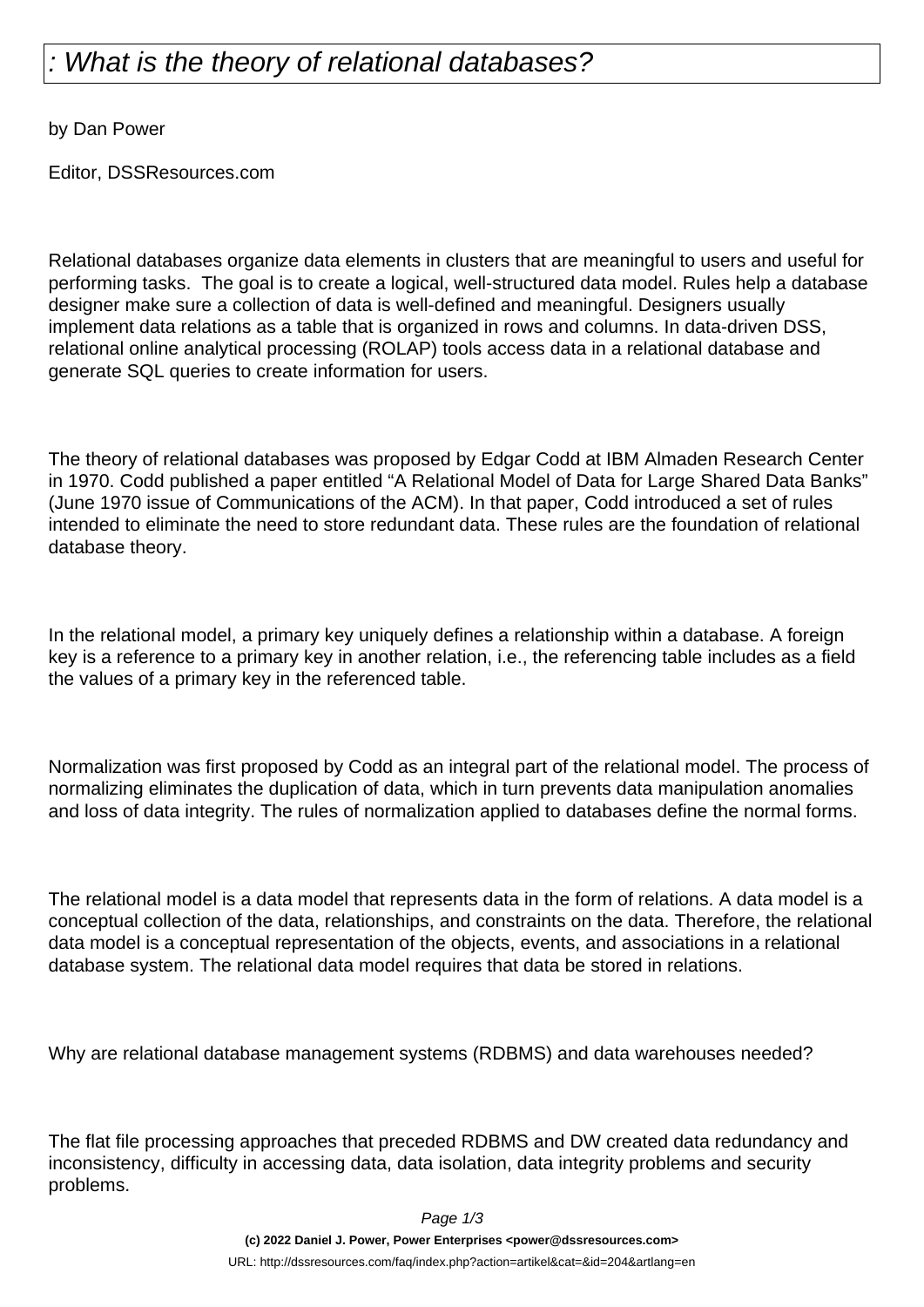# : What is the theory of relational databases?

by Dan Power

Editor, DSSResources.com

Relational databases organize data elements in clusters that are meaningful to users and useful for performing tasks. The goal is to create a logical, well-structured data model. Rules help a database designer make sure a collection of data is well-defined and meaningful. Designers usually implement data relations as a table that is organized in rows and columns. In data-driven DSS, relational online analytical processing (ROLAP) tools access data in a relational database and generate SQL queries to create information for users.

The theory of relational databases was proposed by Edgar Codd at IBM Almaden Research Center in 1970. Codd published a paper entitled "A Relational Model of Data for Large Shared Data Banks" (June 1970 issue of Communications of the ACM). In that paper, Codd introduced a set of rules intended to eliminate the need to store redundant data. These rules are the foundation of relational database theory.

In the relational model, a primary key uniquely defines a relationship within a database. A foreign key is a reference to a primary key in another relation, i.e., the referencing table includes as a field the values of a primary key in the referenced table.

Normalization was first proposed by Codd as an integral part of the relational model. The process of normalizing eliminates the duplication of data, which in turn prevents data manipulation anomalies and loss of data integrity. The rules of normalization applied to databases define the normal forms.

The relational model is a data model that represents data in the form of relations. A data model is a conceptual collection of the data, relationships, and constraints on the data. Therefore, the relational data model is a conceptual representation of the objects, events, and associations in a relational database system. The relational data model requires that data be stored in relations.

Why are relational database management systems (RDBMS) and data warehouses needed?

The flat file processing approaches that preceded RDBMS and DW created data redundancy and inconsistency, difficulty in accessing data, data isolation, data integrity problems and security problems.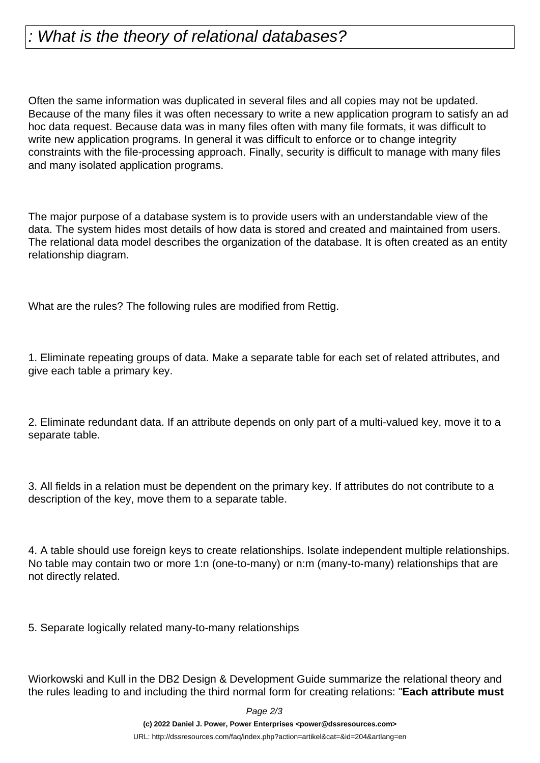# : What is the theory of relational databases?

Often the same information was duplicated in several files and all copies may not be updated. Because of the many files it was often necessary to write a new application program to satisfy an ad hoc data request. Because data was in many files often with many file formats, it was difficult to write new application programs. In general it was difficult to enforce or to change integrity constraints with the file-processing approach. Finally, security is difficult to manage with many files and many isolated application programs.

The major purpose of a database system is to provide users with an understandable view of the data. The system hides most details of how data is stored and created and maintained from users. The relational data model describes the organization of the database. It is often created as an entity relationship diagram.

What are the rules? The following rules are modified from Rettig.

1. Eliminate repeating groups of data. Make a separate table for each set of related attributes, and give each table a primary key.

2. Eliminate redundant data. If an attribute depends on only part of a multi-valued key, move it to a separate table.

3. All fields in a relation must be dependent on the primary key. If attributes do not contribute to a description of the key, move them to a separate table.

4. A table should use foreign keys to create relationships. Isolate independent multiple relationships. No table may contain two or more 1:n (one-to-many) or n:m (many-to-many) relationships that are not directly related.

5. Separate logically related many-to-many relationships

Wiorkowski and Kull in the DB2 Design & Development Guide summarize the relational theory and the rules leading to and including the third normal form for creating relations: "**Each attribute must**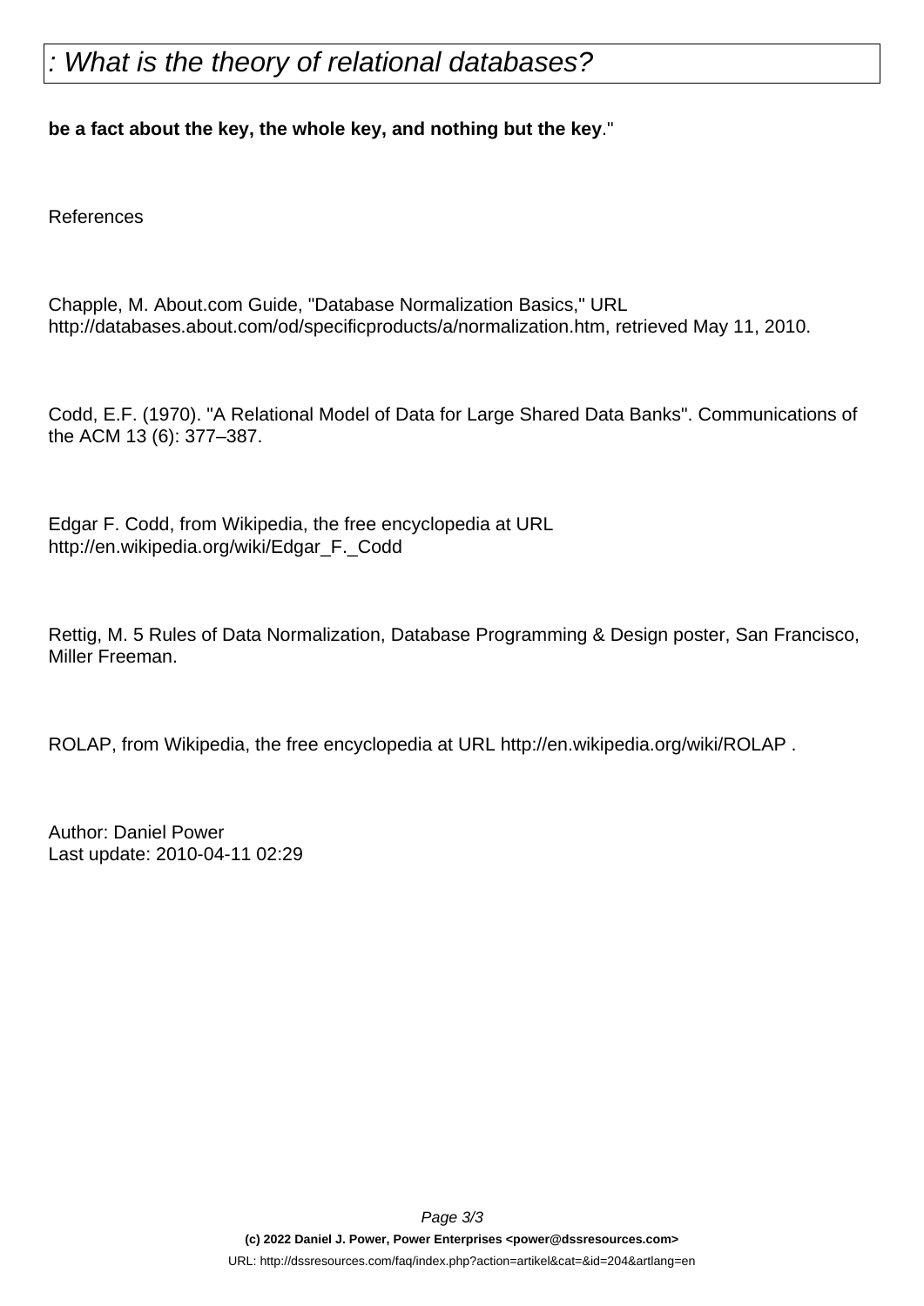**be a fact about the key, the whole key, and nothing but the key**."

References

Chapple, M. About.com Guide, "Database Normalization Basics," URL http://databases.about.com/od/specificproducts/a/normalization.htm, retrieved May 11, 2010.

Codd, E.F. (1970). "A Relational Model of Data for Large Shared Data Banks". Communications of the ACM 13 (6): 377–387.

Edgar F. Codd, from Wikipedia, the free encyclopedia at URL http://en.wikipedia.org/wiki/Edgar_F._Codd

Rettig, M. 5 Rules of Data Normalization, Database Programming & Design poster, San Francisco, Miller Freeman.

ROLAP, from Wikipedia, the free encyclopedia at URL http://en.wikipedia.org/wiki/ROLAP .

Author: Daniel Power
Last update: 2010-04-11 02:29